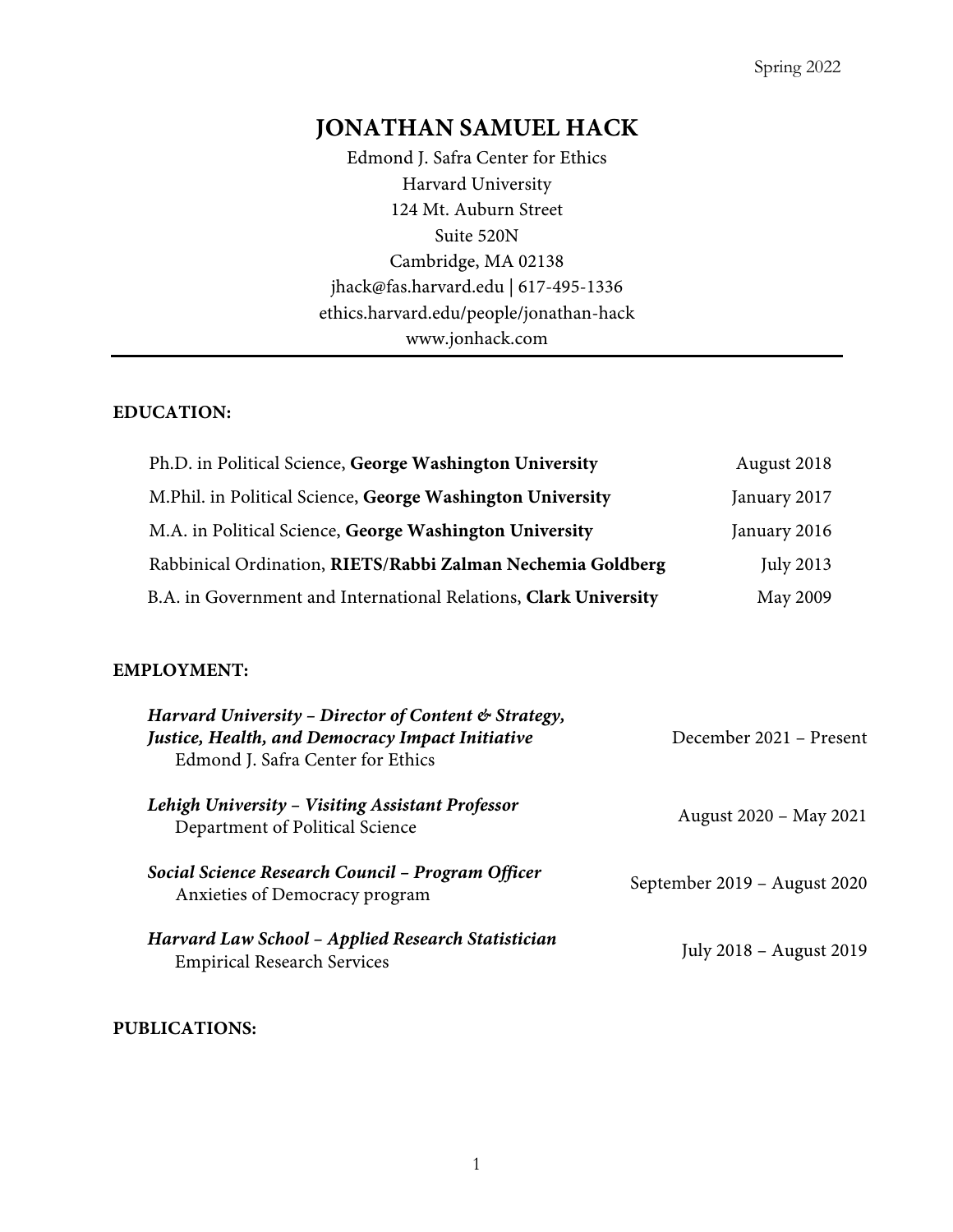Spring 2022

# JONATHAN SAMUEL HACK

Edmond J. Safra Center for Ethics
Harvard University
124 Mt. Auburn Street
Suite 520N
Cambridge, MA 02138
jhack@fas.harvard.edu | 617-495-1336
ethics.harvard.edu/people/jonathan-hack
www.jonhack.com

---

## EDUCATION:

| | |
|---|---|
| Ph.D. in Political Science, **George Washington University** | August 2018 |
| M.Phil. in Political Science, **George Washington University** | January 2017 |
| M.A. in Political Science, **George Washington University** | January 2016 |
| Rabbinical Ordination, **RIETS/Rabbi Zalman Nechemia Goldberg** | July 2013 |
| B.A. in Government and International Relations, **Clark University** | May 2009 |

## EMPLOYMENT:

***Harvard University – Director of Content & Strategy, Justice, Health, and Democracy Impact Initiative*** — December 2021 – Present
Edmond J. Safra Center for Ethics

***Lehigh University – Visiting Assistant Professor*** — August 2020 – May 2021
Department of Political Science

***Social Science Research Council – Program Officer*** — September 2019 – August 2020
Anxieties of Democracy program

***Harvard Law School – Applied Research Statistician*** — July 2018 – August 2019
Empirical Research Services

## PUBLICATIONS: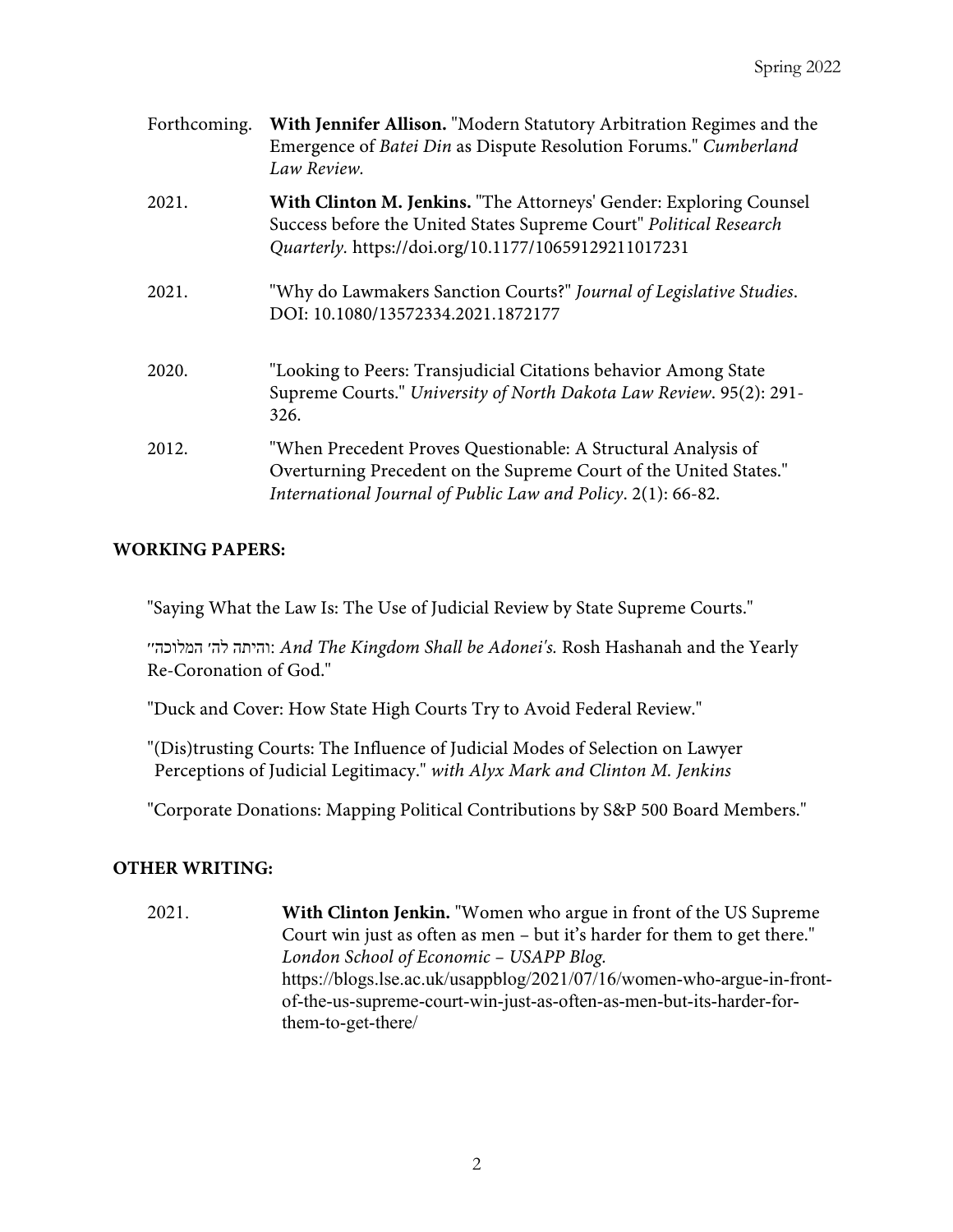Forthcoming. **With Jennifer Allison.** "Modern Statutory Arbitration Regimes and the Emergence of *Batei Din* as Dispute Resolution Forums." *Cumberland Law Review.*

2021. **With Clinton M. Jenkins.** "The Attorneys' Gender: Exploring Counsel Success before the United States Supreme Court" *Political Research Quarterly.* https://doi.org/10.1177/10659129211017231

2021. "Why do Lawmakers Sanction Courts?" *Journal of Legislative Studies*. DOI: 10.1080/13572334.2021.1872177

2020. "Looking to Peers: Transjudicial Citations behavior Among State Supreme Courts." *University of North Dakota Law Review*. 95(2): 291-326.

2012. "When Precedent Proves Questionable: A Structural Analysis of Overturning Precedent on the Supreme Court of the United States." *International Journal of Public Law and Policy*. 2(1): 66-82.

## WORKING PAPERS:

"Saying What the Law Is: The Use of Judicial Review by State Supreme Courts."

"והיתה לה׳ המלוכה: *And The Kingdom Shall be Adonei's.* Rosh Hashanah and the Yearly Re-Coronation of God."

"Duck and Cover: How State High Courts Try to Avoid Federal Review."

"(Dis)trusting Courts: The Influence of Judicial Modes of Selection on Lawyer Perceptions of Judicial Legitimacy." *with Alyx Mark and Clinton M. Jenkins*

"Corporate Donations: Mapping Political Contributions by S&P 500 Board Members."

## OTHER WRITING:

2021. **With Clinton Jenkin.** "Women who argue in front of the US Supreme Court win just as often as men – but it's harder for them to get there." *London School of Economic – USAPP Blog.* https://blogs.lse.ac.uk/usappblog/2021/07/16/women-who-argue-in-front-of-the-us-supreme-court-win-just-as-often-as-men-but-its-harder-for-them-to-get-there/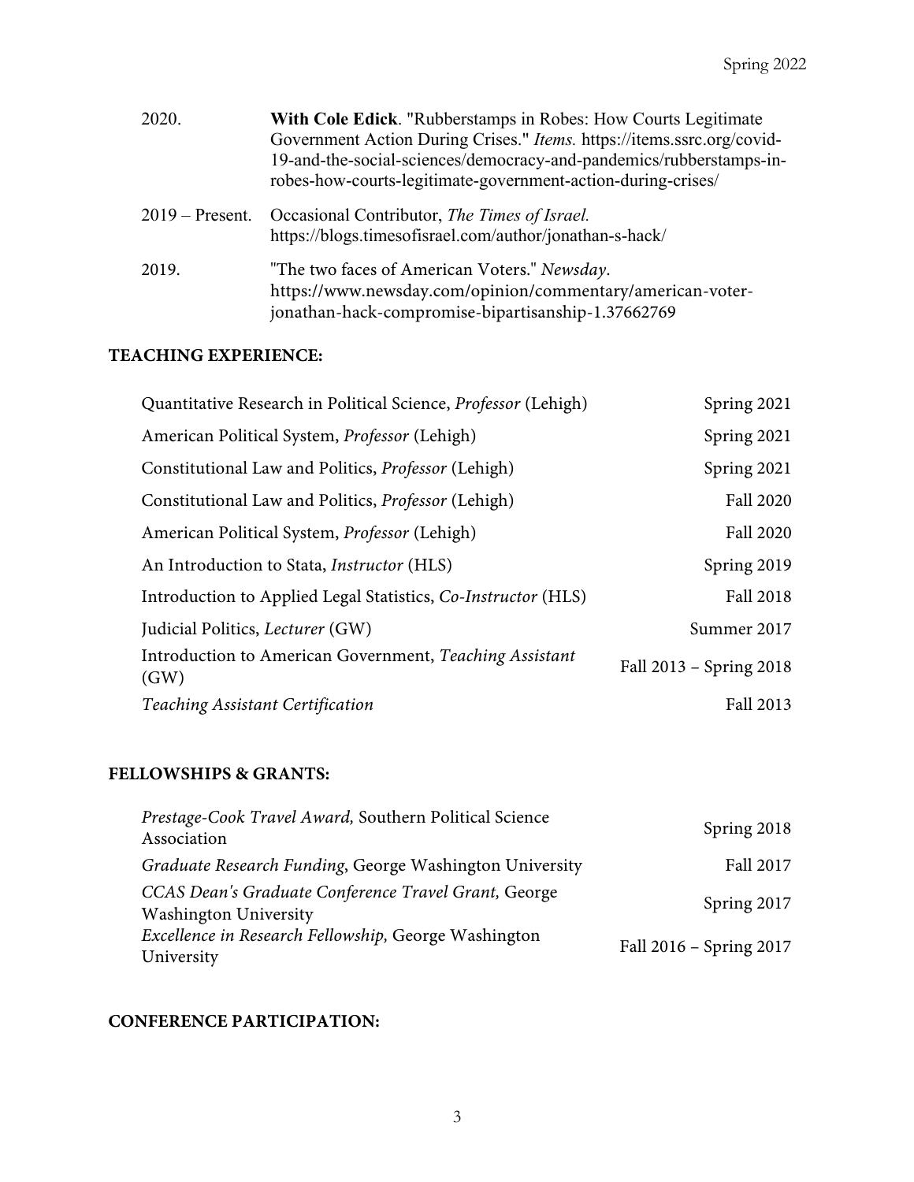| | |
|---|---|
| 2020. | **With Cole Edick**. "Rubberstamps in Robes: How Courts Legitimate Government Action During Crises." *Items.* https://items.ssrc.org/covid-19-and-the-social-sciences/democracy-and-pandemics/rubberstamps-in-robes-how-courts-legitimate-government-action-during-crises/ |
| 2019 – Present. | Occasional Contributor, *The Times of Israel.* https://blogs.timesofisrael.com/author/jonathan-s-hack/ |
| 2019. | "The two faces of American Voters." *Newsday*. https://www.newsday.com/opinion/commentary/american-voter-jonathan-hack-compromise-bipartisanship-1.37662769 |

## TEACHING EXPERIENCE:

| | |
|---|---|
| Quantitative Research in Political Science, *Professor* (Lehigh) | Spring 2021 |
| American Political System, *Professor* (Lehigh) | Spring 2021 |
| Constitutional Law and Politics, *Professor* (Lehigh) | Spring 2021 |
| Constitutional Law and Politics, *Professor* (Lehigh) | Fall 2020 |
| American Political System, *Professor* (Lehigh) | Fall 2020 |
| An Introduction to Stata, *Instructor* (HLS) | Spring 2019 |
| Introduction to Applied Legal Statistics, *Co-Instructor* (HLS) | Fall 2018 |
| Judicial Politics, *Lecturer* (GW) | Summer 2017 |
| Introduction to American Government, *Teaching Assistant* (GW) | Fall 2013 – Spring 2018 |
| *Teaching Assistant Certification* | Fall 2013 |

## FELLOWSHIPS & GRANTS:

| | |
|---|---|
| *Prestage-Cook Travel Award,* Southern Political Science Association | Spring 2018 |
| *Graduate Research Funding*, George Washington University | Fall 2017 |
| *CCAS Dean's Graduate Conference Travel Grant,* George Washington University | Spring 2017 |
| *Excellence in Research Fellowship,* George Washington University | Fall 2016 – Spring 2017 |

## CONFERENCE PARTICIPATION: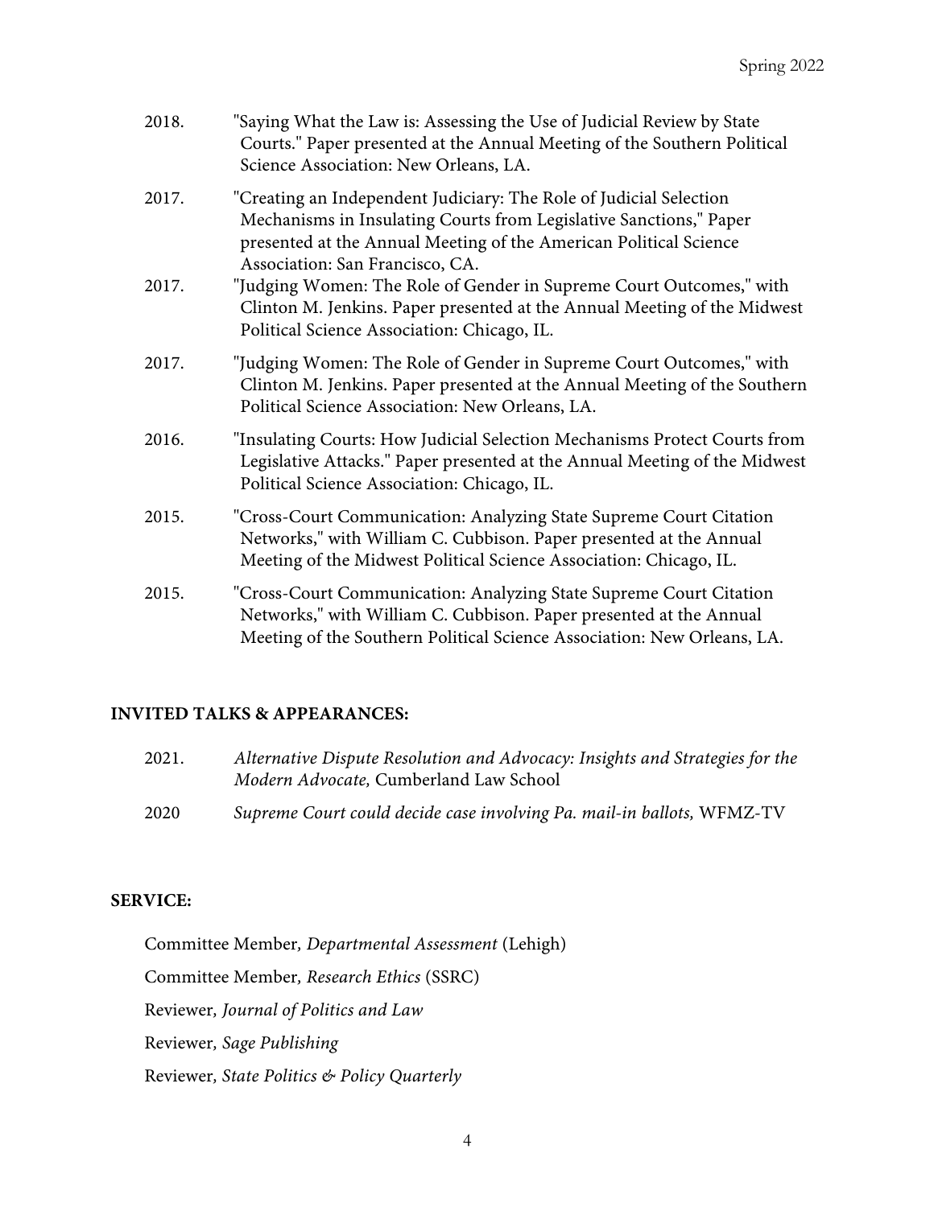2018. "Saying What the Law is: Assessing the Use of Judicial Review by State Courts." Paper presented at the Annual Meeting of the Southern Political Science Association: New Orleans, LA.

2017. "Creating an Independent Judiciary: The Role of Judicial Selection Mechanisms in Insulating Courts from Legislative Sanctions," Paper presented at the Annual Meeting of the American Political Science Association: San Francisco, CA.

2017. "Judging Women: The Role of Gender in Supreme Court Outcomes," with Clinton M. Jenkins. Paper presented at the Annual Meeting of the Midwest Political Science Association: Chicago, IL.

2017. "Judging Women: The Role of Gender in Supreme Court Outcomes," with Clinton M. Jenkins. Paper presented at the Annual Meeting of the Southern Political Science Association: New Orleans, LA.

2016. "Insulating Courts: How Judicial Selection Mechanisms Protect Courts from Legislative Attacks." Paper presented at the Annual Meeting of the Midwest Political Science Association: Chicago, IL.

2015. "Cross-Court Communication: Analyzing State Supreme Court Citation Networks," with William C. Cubbison. Paper presented at the Annual Meeting of the Midwest Political Science Association: Chicago, IL.

2015. "Cross-Court Communication: Analyzing State Supreme Court Citation Networks," with William C. Cubbison. Paper presented at the Annual Meeting of the Southern Political Science Association: New Orleans, LA.

**INVITED TALKS & APPEARANCES:**

2021. *Alternative Dispute Resolution and Advocacy: Insights and Strategies for the Modern Advocate,* Cumberland Law School

2020 *Supreme Court could decide case involving Pa. mail-in ballots,* WFMZ-TV

**SERVICE:**

Committee Member, *Departmental Assessment* (Lehigh)

Committee Member, *Research Ethics* (SSRC)

Reviewer, *Journal of Politics and Law*

Reviewer, *Sage Publishing*

Reviewer, *State Politics & Policy Quarterly*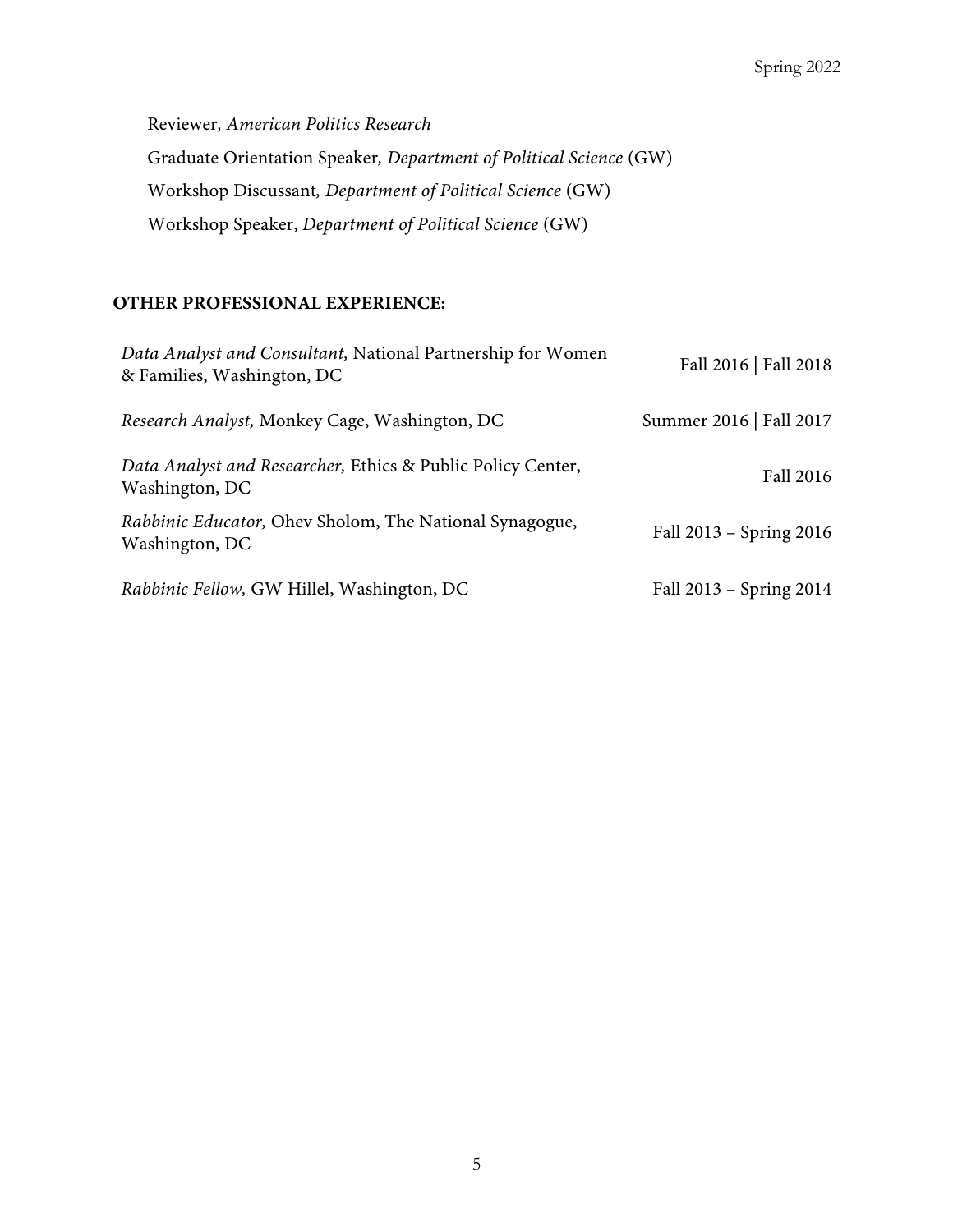Reviewer, *American Politics Research*

Graduate Orientation Speaker, *Department of Political Science* (GW)

Workshop Discussant, *Department of Political Science* (GW)

Workshop Speaker, *Department of Political Science* (GW)

## OTHER PROFESSIONAL EXPERIENCE:

| | |
|---|---|
| *Data Analyst and Consultant,* National Partnership for Women & Families, Washington, DC | Fall 2016 \| Fall 2018 |
| *Research Analyst,* Monkey Cage, Washington, DC | Summer 2016 \| Fall 2017 |
| *Data Analyst and Researcher,* Ethics & Public Policy Center, Washington, DC | Fall 2016 |
| *Rabbinic Educator,* Ohev Sholom, The National Synagogue, Washington, DC | Fall 2013 – Spring 2016 |
| *Rabbinic Fellow,* GW Hillel, Washington, DC | Fall 2013 – Spring 2014 |